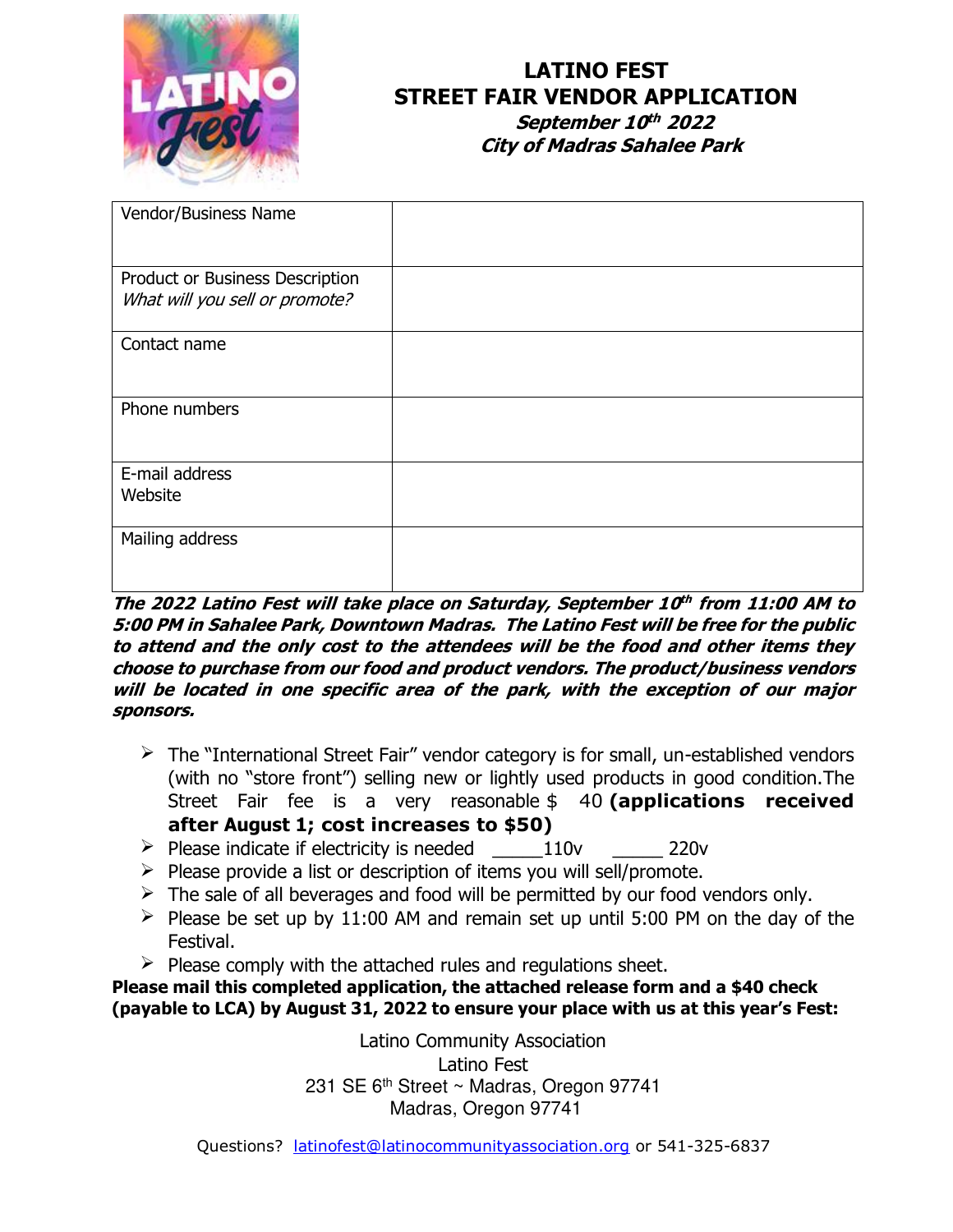# LATINO FEST
## STREET FAIR VENDOR APPLICATION
***September 10th 2022***
***City of Madras Sahalee Park***

| Vendor/Business Name | |
|---|---|
| Product or Business Description<br>*What will you sell or promote?* | |
| Contact name | |
| Phone numbers | |
| E-mail address<br>Website | |
| Mailing address | |

***The 2022 Latino Fest will take place on Saturday, September 10th from 11:00 AM to 5:00 PM in Sahalee Park, Downtown Madras. The Latino Fest will be free for the public to attend and the only cost to the attendees will be the food and other items they choose to purchase from our food and product vendors. The product/business vendors will be located in one specific area of the park, with the exception of our major sponsors.***

- The "International Street Fair" vendor category is for small, un-established vendors (with no "store front") selling new or lightly used products in good condition.The Street Fair fee is a very reasonable $ 40 **(applications received after August 1; cost increases to $50)**
- Please indicate if electricity is needed _____110v _____ 220v
- Please provide a list or description of items you will sell/promote.
- The sale of all beverages and food will be permitted by our food vendors only.
- Please be set up by 11:00 AM and remain set up until 5:00 PM on the day of the Festival.
- Please comply with the attached rules and regulations sheet.

**Please mail this completed application, the attached release form and a $40 check (payable to LCA) by August 31, 2022 to ensure your place with us at this year's Fest:**

Latino Community Association
Latino Fest
231 SE 6th Street ~ Madras, Oregon 97741
Madras, Oregon 97741

Questions? latinofest@latinocommunityassociation.org or 541-325-6837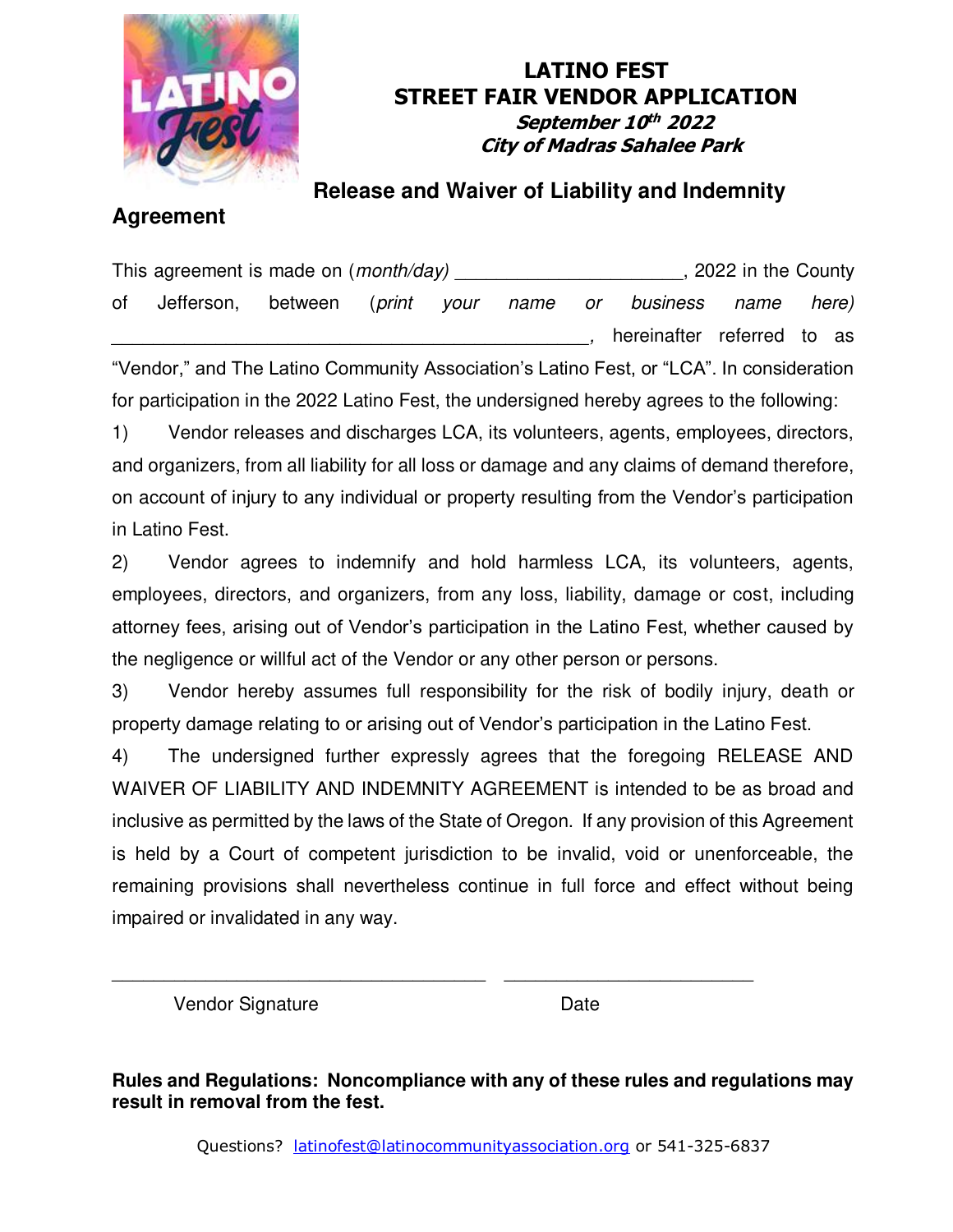# LATINO FEST
# STREET FAIR VENDOR APPLICATION

***September 10th 2022***
***City of Madras Sahalee Park***

## Release and Waiver of Liability and Indemnity Agreement

This agreement is made on (*month/day*) ______________________, 2022 in the County of Jefferson, between (*print your name or business name here*) ________________________________________________, hereinafter referred to as "Vendor," and The Latino Community Association's Latino Fest, or "LCA". In consideration for participation in the 2022 Latino Fest, the undersigned hereby agrees to the following:

1) Vendor releases and discharges LCA, its volunteers, agents, employees, directors, and organizers, from all liability for all loss or damage and any claims of demand therefore, on account of injury to any individual or property resulting from the Vendor's participation in Latino Fest.

2) Vendor agrees to indemnify and hold harmless LCA, its volunteers, agents, employees, directors, and organizers, from any loss, liability, damage or cost, including attorney fees, arising out of Vendor's participation in the Latino Fest, whether caused by the negligence or willful act of the Vendor or any other person or persons.

3) Vendor hereby assumes full responsibility for the risk of bodily injury, death or property damage relating to or arising out of Vendor's participation in the Latino Fest.

4) The undersigned further expressly agrees that the foregoing RELEASE AND WAIVER OF LIABILITY AND INDEMNITY AGREEMENT is intended to be as broad and inclusive as permitted by the laws of the State of Oregon. If any provision of this Agreement is held by a Court of competent jurisdiction to be invalid, void or unenforceable, the remaining provisions shall nevertheless continue in full force and effect without being impaired or invalidated in any way.

________________________________________ ___________________________

Vendor Signature Date

**Rules and Regulations: Noncompliance with any of these rules and regulations may result in removal from the fest.**

Questions? latinofest@latinocommunityassociation.org or 541-325-6837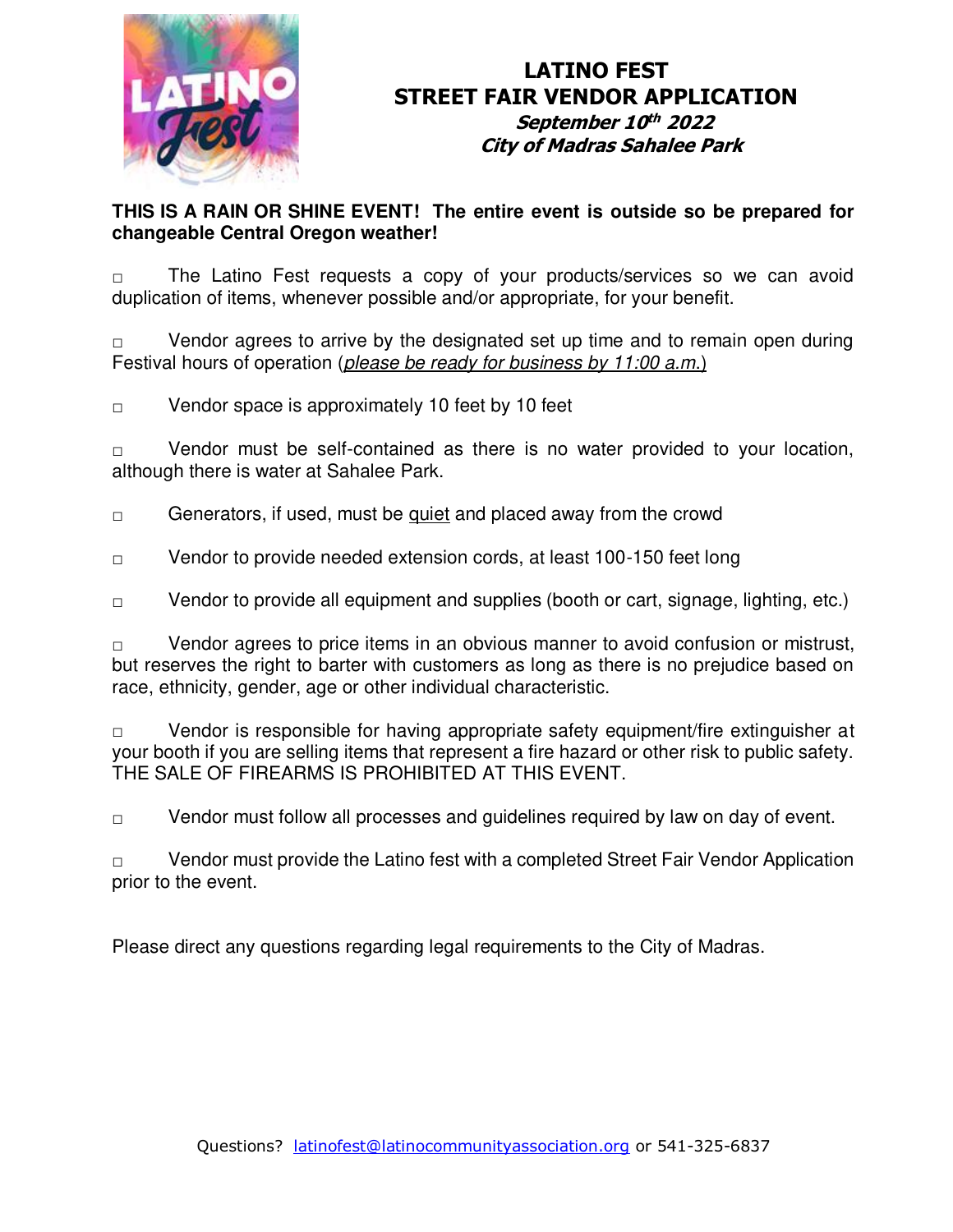# LATINO FEST
## STREET FAIR VENDOR APPLICATION
***September 10th 2022***
***City of Madras Sahalee Park***

**THIS IS A RAIN OR SHINE EVENT! The entire event is outside so be prepared for changeable Central Oregon weather!**

□ The Latino Fest requests a copy of your products/services so we can avoid duplication of items, whenever possible and/or appropriate, for your benefit.

□ Vendor agrees to arrive by the designated set up time and to remain open during Festival hours of operation (*please be ready for business by 11:00 a.m.*)

□ Vendor space is approximately 10 feet by 10 feet

□ Vendor must be self-contained as there is no water provided to your location, although there is water at Sahalee Park.

□ Generators, if used, must be quiet and placed away from the crowd

□ Vendor to provide needed extension cords, at least 100-150 feet long

□ Vendor to provide all equipment and supplies (booth or cart, signage, lighting, etc.)

□ Vendor agrees to price items in an obvious manner to avoid confusion or mistrust, but reserves the right to barter with customers as long as there is no prejudice based on race, ethnicity, gender, age or other individual characteristic.

□ Vendor is responsible for having appropriate safety equipment/fire extinguisher at your booth if you are selling items that represent a fire hazard or other risk to public safety. THE SALE OF FIREARMS IS PROHIBITED AT THIS EVENT.

□ Vendor must follow all processes and guidelines required by law on day of event.

□ Vendor must provide the Latino fest with a completed Street Fair Vendor Application prior to the event.

Please direct any questions regarding legal requirements to the City of Madras.

Questions? latinofest@latinocommunityassociation.org or 541-325-6837